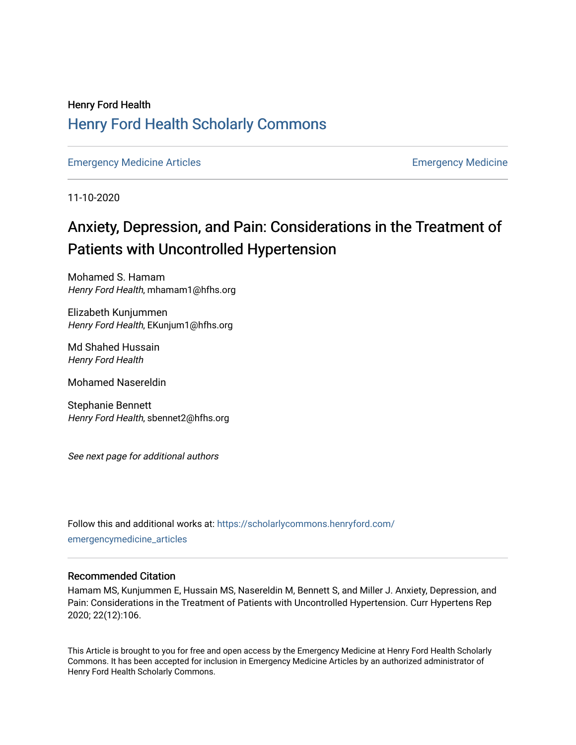Henry Ford Health

## Henry Ford Health Scholarly Commons

Emergency Medicine Articles | Emergency Medicine

11-10-2020

# Anxiety, Depression, and Pain: Considerations in the Treatment of Patients with Uncontrolled Hypertension

Mohamed S. Hamam
*Henry Ford Health*, mhamam1@hfhs.org

Elizabeth Kunjummen
*Henry Ford Health*, EKunjum1@hfhs.org

Md Shahed Hussain
*Henry Ford Health*

Mohamed Nasereldin

Stephanie Bennett
*Henry Ford Health*, sbennet2@hfhs.org

*See next page for additional authors*

Follow this and additional works at: https://scholarlycommons.henryford.com/emergencymedicine_articles

### Recommended Citation

Hamam MS, Kunjummen E, Hussain MS, Nasereldin M, Bennett S, and Miller J. Anxiety, Depression, and Pain: Considerations in the Treatment of Patients with Uncontrolled Hypertension. Curr Hypertens Rep 2020; 22(12):106.

This Article is brought to you for free and open access by the Emergency Medicine at Henry Ford Health Scholarly Commons. It has been accepted for inclusion in Emergency Medicine Articles by an authorized administrator of Henry Ford Health Scholarly Commons.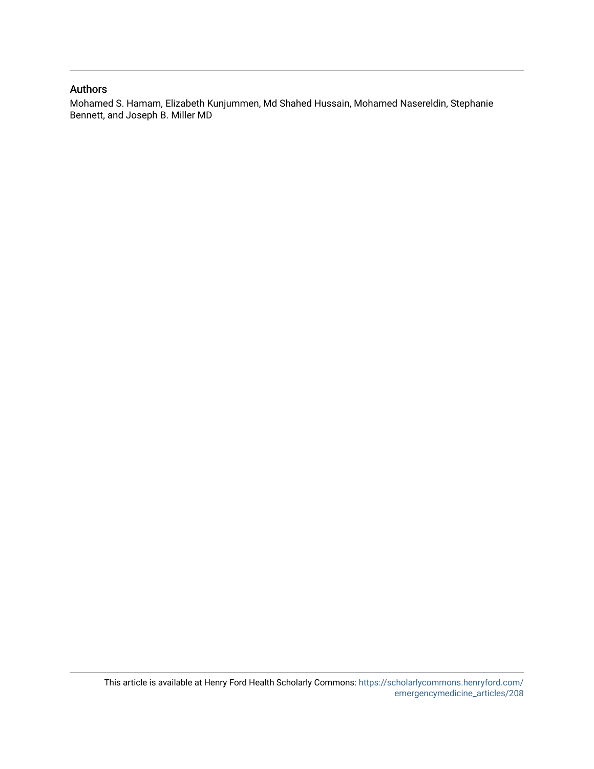## Authors

Mohamed S. Hamam, Elizabeth Kunjummen, Md Shahed Hussain, Mohamed Nasereldin, Stephanie Bennett, and Joseph B. Miller MD

This article is available at Henry Ford Health Scholarly Commons: https://scholarlycommons.henryford.com/emergencymedicine_articles/208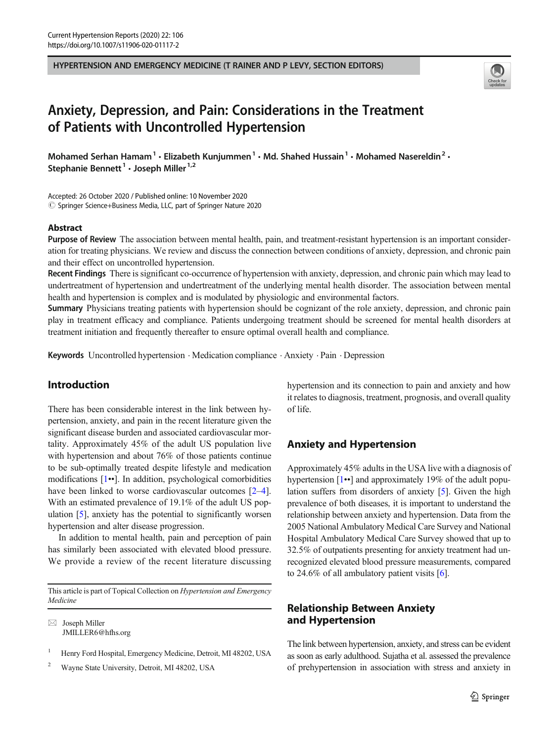HYPERTENSION AND EMERGENCY MEDICINE (T RAINER AND P LEVY, SECTION EDITORS)

# Anxiety, Depression, and Pain: Considerations in the Treatment of Patients with Uncontrolled Hypertension

Mohamed Serhan Hamam[1] · Elizabeth Kunjummen[1] · Md. Shahed Hussain[1] · Mohamed Nasereldin[2] · Stephanie Bennett[1] · Joseph Miller[1,2]

Accepted: 26 October 2020 / Published online: 10 November 2020
© Springer Science+Business Media, LLC, part of Springer Nature 2020

## Abstract

**Purpose of Review** The association between mental health, pain, and treatment-resistant hypertension is an important consideration for treating physicians. We review and discuss the connection between conditions of anxiety, depression, and chronic pain and their effect on uncontrolled hypertension.

**Recent Findings** There is significant co-occurrence of hypertension with anxiety, depression, and chronic pain which may lead to undertreatment of hypertension and undertreatment of the underlying mental health disorder. The association between mental health and hypertension is complex and is modulated by physiologic and environmental factors.

**Summary** Physicians treating patients with hypertension should be cognizant of the role anxiety, depression, and chronic pain play in treatment efficacy and compliance. Patients undergoing treatment should be screened for mental health disorders at treatment initiation and frequently thereafter to ensure optimal overall health and compliance.

**Keywords** Uncontrolled hypertension · Medication compliance · Anxiety · Pain · Depression

## Introduction

There has been considerable interest in the link between hypertension, anxiety, and pain in the recent literature given the significant disease burden and associated cardiovascular mortality. Approximately 45% of the adult US population live with hypertension and about 76% of those patients continue to be sub-optimally treated despite lifestyle and medication modifications [1••]. In addition, psychological comorbidities have been linked to worse cardiovascular outcomes [2–4]. With an estimated prevalence of 19.1% of the adult US population [5], anxiety has the potential to significantly worsen hypertension and alter disease progression.

In addition to mental health, pain and perception of pain has similarly been associated with elevated blood pressure. We provide a review of the recent literature discussing hypertension and its connection to pain and anxiety and how it relates to diagnosis, treatment, prognosis, and overall quality of life.

This article is part of Topical Collection on *Hypertension and Emergency Medicine*

✉ Joseph Miller
JMILLER6@hfhs.org

[1] Henry Ford Hospital, Emergency Medicine, Detroit, MI 48202, USA

[2] Wayne State University, Detroit, MI 48202, USA

## Anxiety and Hypertension

Approximately 45% adults in the USA live with a diagnosis of hypertension [1••] and approximately 19% of the adult population suffers from disorders of anxiety [5]. Given the high prevalence of both diseases, it is important to understand the relationship between anxiety and hypertension. Data from the 2005 National Ambulatory Medical Care Survey and National Hospital Ambulatory Medical Care Survey showed that up to 32.5% of outpatients presenting for anxiety treatment had unrecognized elevated blood pressure measurements, compared to 24.6% of all ambulatory patient visits [6].

### Relationship Between Anxiety and Hypertension

The link between hypertension, anxiety, and stress can be evident as soon as early adulthood. Sujatha et al. assessed the prevalence of prehypertension in association with stress and anxiety in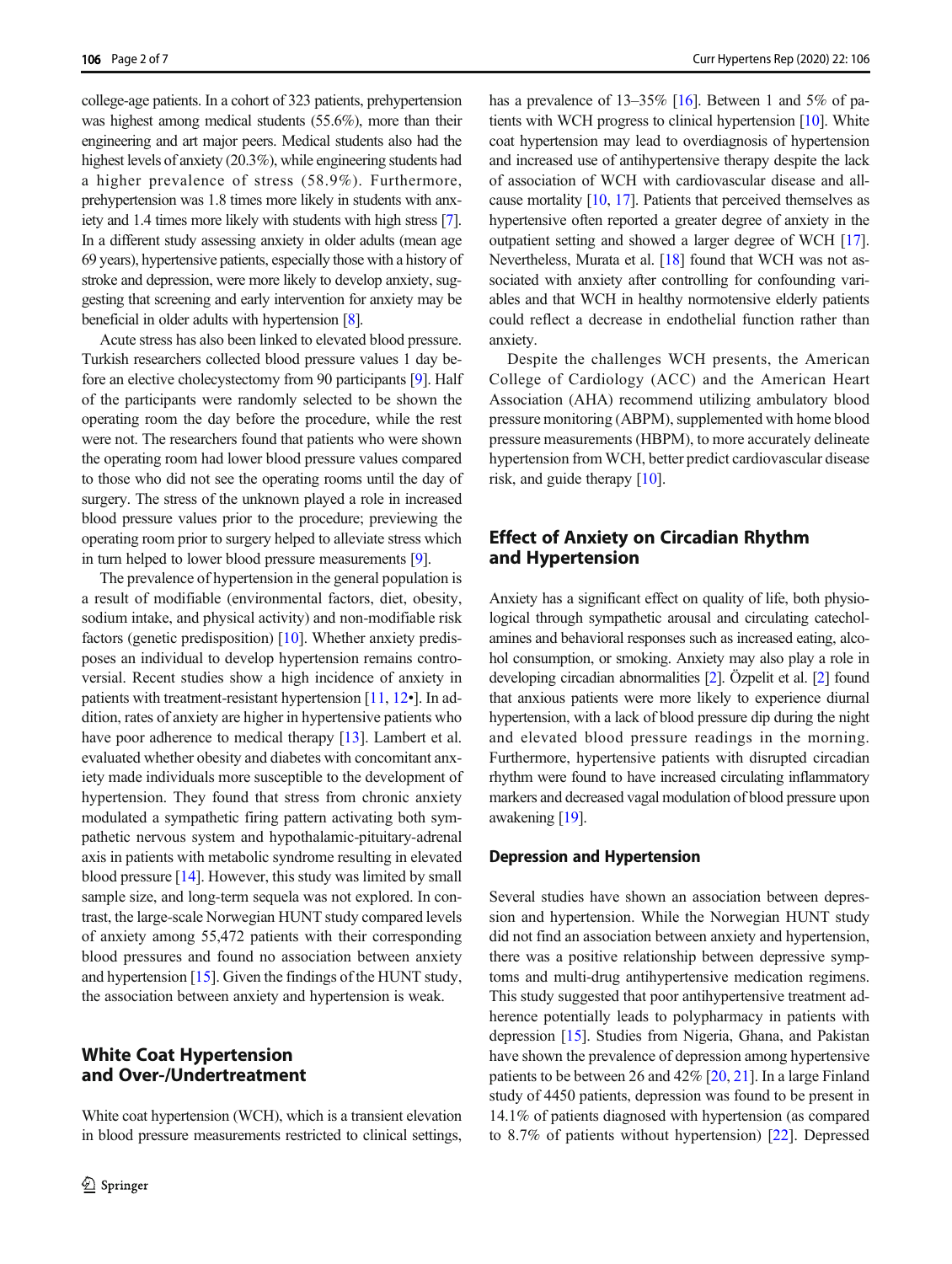college-age patients. In a cohort of 323 patients, prehypertension was highest among medical students (55.6%), more than their engineering and art major peers. Medical students also had the highest levels of anxiety (20.3%), while engineering students had a higher prevalence of stress (58.9%). Furthermore, prehypertension was 1.8 times more likely in students with anxiety and 1.4 times more likely with students with high stress [7]. In a different study assessing anxiety in older adults (mean age 69 years), hypertensive patients, especially those with a history of stroke and depression, were more likely to develop anxiety, suggesting that screening and early intervention for anxiety may be beneficial in older adults with hypertension [8].

Acute stress has also been linked to elevated blood pressure. Turkish researchers collected blood pressure values 1 day before an elective cholecystectomy from 90 participants [9]. Half of the participants were randomly selected to be shown the operating room the day before the procedure, while the rest were not. The researchers found that patients who were shown the operating room had lower blood pressure values compared to those who did not see the operating rooms until the day of surgery. The stress of the unknown played a role in increased blood pressure values prior to the procedure; previewing the operating room prior to surgery helped to alleviate stress which in turn helped to lower blood pressure measurements [9].

The prevalence of hypertension in the general population is a result of modifiable (environmental factors, diet, obesity, sodium intake, and physical activity) and non-modifiable risk factors (genetic predisposition) [10]. Whether anxiety predisposes an individual to develop hypertension remains controversial. Recent studies show a high incidence of anxiety in patients with treatment-resistant hypertension [11, 12•]. In addition, rates of anxiety are higher in hypertensive patients who have poor adherence to medical therapy [13]. Lambert et al. evaluated whether obesity and diabetes with concomitant anxiety made individuals more susceptible to the development of hypertension. They found that stress from chronic anxiety modulated a sympathetic firing pattern activating both sympathetic nervous system and hypothalamic-pituitary-adrenal axis in patients with metabolic syndrome resulting in elevated blood pressure [14]. However, this study was limited by small sample size, and long-term sequela was not explored. In contrast, the large-scale Norwegian HUNT study compared levels of anxiety among 55,472 patients with their corresponding blood pressures and found no association between anxiety and hypertension [15]. Given the findings of the HUNT study, the association between anxiety and hypertension is weak.

## White Coat Hypertension and Over-/Undertreatment

White coat hypertension (WCH), which is a transient elevation in blood pressure measurements restricted to clinical settings, has a prevalence of 13–35% [16]. Between 1 and 5% of patients with WCH progress to clinical hypertension [10]. White coat hypertension may lead to overdiagnosis of hypertension and increased use of antihypertensive therapy despite the lack of association of WCH with cardiovascular disease and all-cause mortality [10, 17]. Patients that perceived themselves as hypertensive often reported a greater degree of anxiety in the outpatient setting and showed a larger degree of WCH [17]. Nevertheless, Murata et al. [18] found that WCH was not associated with anxiety after controlling for confounding variables and that WCH in healthy normotensive elderly patients could reflect a decrease in endothelial function rather than anxiety.

Despite the challenges WCH presents, the American College of Cardiology (ACC) and the American Heart Association (AHA) recommend utilizing ambulatory blood pressure monitoring (ABPM), supplemented with home blood pressure measurements (HBPM), to more accurately delineate hypertension from WCH, better predict cardiovascular disease risk, and guide therapy [10].

## Effect of Anxiety on Circadian Rhythm and Hypertension

Anxiety has a significant effect on quality of life, both physiological through sympathetic arousal and circulating catecholamines and behavioral responses such as increased eating, alcohol consumption, or smoking. Anxiety may also play a role in developing circadian abnormalities [2]. Özpelit et al. [2] found that anxious patients were more likely to experience diurnal hypertension, with a lack of blood pressure dip during the night and elevated blood pressure readings in the morning. Furthermore, hypertensive patients with disrupted circadian rhythm were found to have increased circulating inflammatory markers and decreased vagal modulation of blood pressure upon awakening [19].

### Depression and Hypertension

Several studies have shown an association between depression and hypertension. While the Norwegian HUNT study did not find an association between anxiety and hypertension, there was a positive relationship between depressive symptoms and multi-drug antihypertensive medication regimens. This study suggested that poor antihypertensive treatment adherence potentially leads to polypharmacy in patients with depression [15]. Studies from Nigeria, Ghana, and Pakistan have shown the prevalence of depression among hypertensive patients to be between 26 and 42% [20, 21]. In a large Finland study of 4450 patients, depression was found to be present in 14.1% of patients diagnosed with hypertension (as compared to 8.7% of patients without hypertension) [22]. Depressed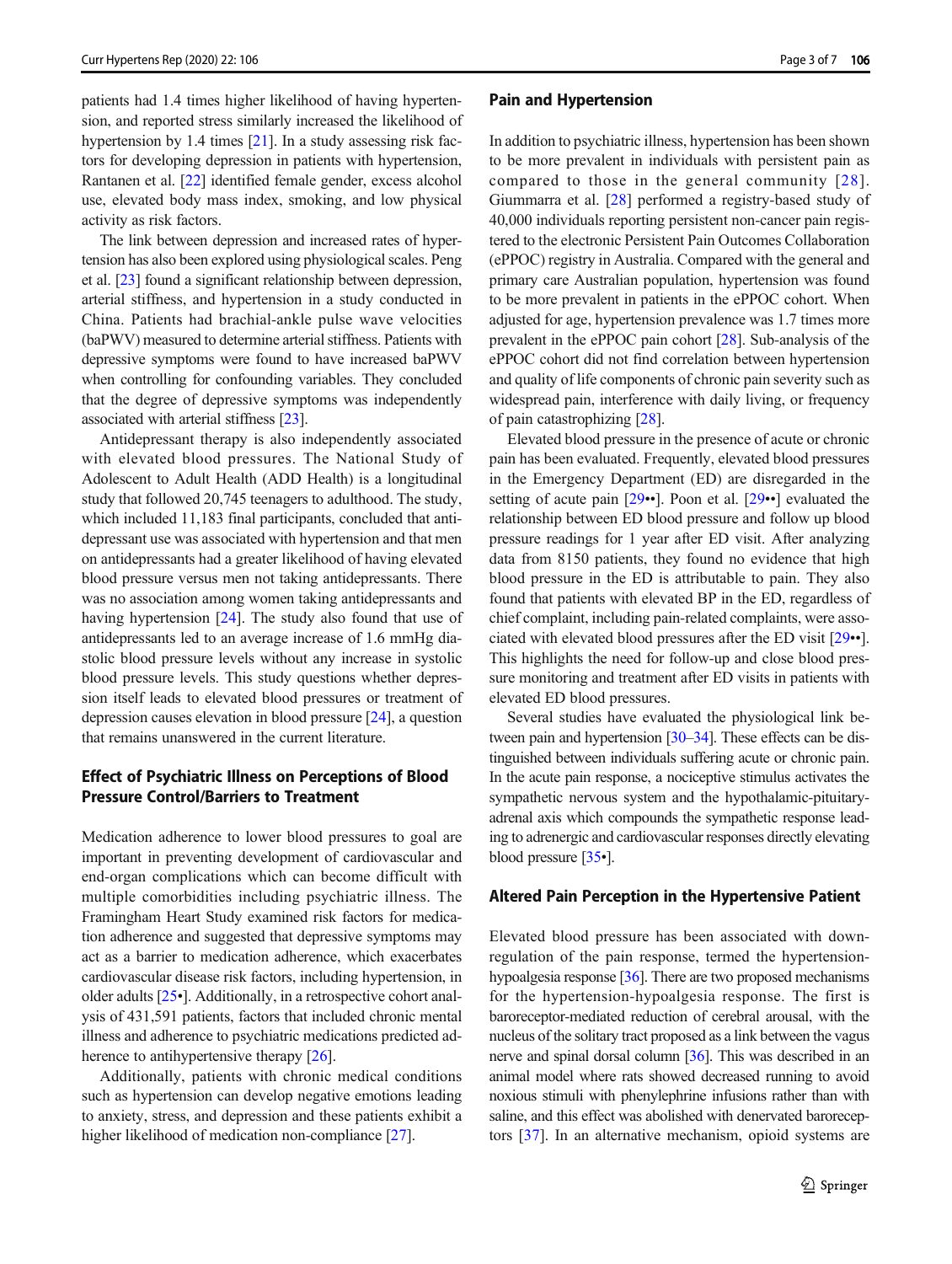patients had 1.4 times higher likelihood of having hypertension, and reported stress similarly increased the likelihood of hypertension by 1.4 times [21]. In a study assessing risk factors for developing depression in patients with hypertension, Rantanen et al. [22] identified female gender, excess alcohol use, elevated body mass index, smoking, and low physical activity as risk factors.

The link between depression and increased rates of hypertension has also been explored using physiological scales. Peng et al. [23] found a significant relationship between depression, arterial stiffness, and hypertension in a study conducted in China. Patients had brachial-ankle pulse wave velocities (baPWV) measured to determine arterial stiffness. Patients with depressive symptoms were found to have increased baPWV when controlling for confounding variables. They concluded that the degree of depressive symptoms was independently associated with arterial stiffness [23].

Antidepressant therapy is also independently associated with elevated blood pressures. The National Study of Adolescent to Adult Health (ADD Health) is a longitudinal study that followed 20,745 teenagers to adulthood. The study, which included 11,183 final participants, concluded that antidepressant use was associated with hypertension and that men on antidepressants had a greater likelihood of having elevated blood pressure versus men not taking antidepressants. There was no association among women taking antidepressants and having hypertension [24]. The study also found that use of antidepressants led to an average increase of 1.6 mmHg diastolic blood pressure levels without any increase in systolic blood pressure levels. This study questions whether depression itself leads to elevated blood pressures or treatment of depression causes elevation in blood pressure [24], a question that remains unanswered in the current literature.

## Effect of Psychiatric Illness on Perceptions of Blood Pressure Control/Barriers to Treatment

Medication adherence to lower blood pressures to goal are important in preventing development of cardiovascular and end-organ complications which can become difficult with multiple comorbidities including psychiatric illness. The Framingham Heart Study examined risk factors for medication adherence and suggested that depressive symptoms may act as a barrier to medication adherence, which exacerbates cardiovascular disease risk factors, including hypertension, in older adults [25•]. Additionally, in a retrospective cohort analysis of 431,591 patients, factors that included chronic mental illness and adherence to psychiatric medications predicted adherence to antihypertensive therapy [26].

Additionally, patients with chronic medical conditions such as hypertension can develop negative emotions leading to anxiety, stress, and depression and these patients exhibit a higher likelihood of medication non-compliance [27].

## Pain and Hypertension

In addition to psychiatric illness, hypertension has been shown to be more prevalent in individuals with persistent pain as compared to those in the general community [28]. Giummarra et al. [28] performed a registry-based study of 40,000 individuals reporting persistent non-cancer pain registered to the electronic Persistent Pain Outcomes Collaboration (ePPOC) registry in Australia. Compared with the general and primary care Australian population, hypertension was found to be more prevalent in patients in the ePPOC cohort. When adjusted for age, hypertension prevalence was 1.7 times more prevalent in the ePPOC pain cohort [28]. Sub-analysis of the ePPOC cohort did not find correlation between hypertension and quality of life components of chronic pain severity such as widespread pain, interference with daily living, or frequency of pain catastrophizing [28].

Elevated blood pressure in the presence of acute or chronic pain has been evaluated. Frequently, elevated blood pressures in the Emergency Department (ED) are disregarded in the setting of acute pain [29••]. Poon et al. [29••] evaluated the relationship between ED blood pressure and follow up blood pressure readings for 1 year after ED visit. After analyzing data from 8150 patients, they found no evidence that high blood pressure in the ED is attributable to pain. They also found that patients with elevated BP in the ED, regardless of chief complaint, including pain-related complaints, were associated with elevated blood pressures after the ED visit [29••]. This highlights the need for follow-up and close blood pressure monitoring and treatment after ED visits in patients with elevated ED blood pressures.

Several studies have evaluated the physiological link between pain and hypertension [30–34]. These effects can be distinguished between individuals suffering acute or chronic pain. In the acute pain response, a nociceptive stimulus activates the sympathetic nervous system and the hypothalamic-pituitary-adrenal axis which compounds the sympathetic response leading to adrenergic and cardiovascular responses directly elevating blood pressure [35•].

## Altered Pain Perception in the Hypertensive Patient

Elevated blood pressure has been associated with downregulation of the pain response, termed the hypertension-hypoalgesia response [36]. There are two proposed mechanisms for the hypertension-hypoalgesia response. The first is baroreceptor-mediated reduction of cerebral arousal, with the nucleus of the solitary tract proposed as a link between the vagus nerve and spinal dorsal column [36]. This was described in an animal model where rats showed decreased running to avoid noxious stimuli with phenylephrine infusions rather than with saline, and this effect was abolished with denervated baroreceptors [37]. In an alternative mechanism, opioid systems are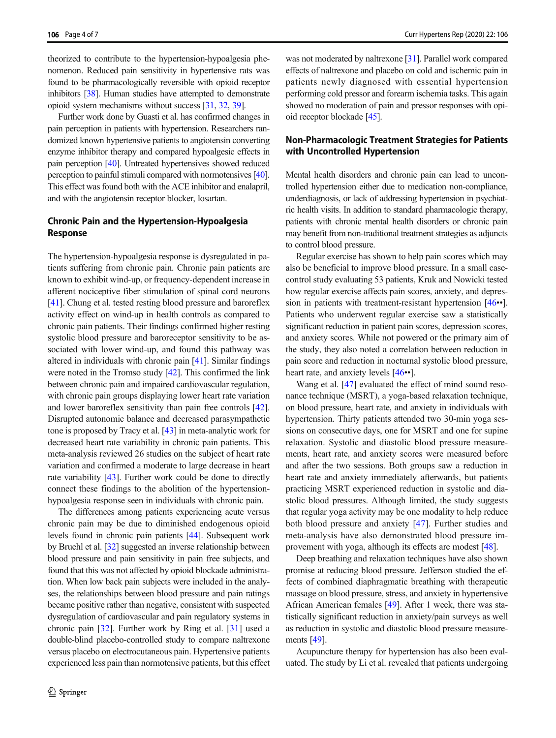theorized to contribute to the hypertension-hypoalgesia phenomenon. Reduced pain sensitivity in hypertensive rats was found to be pharmacologically reversible with opioid receptor inhibitors [38]. Human studies have attempted to demonstrate opioid system mechanisms without success [31, 32, 39].

Further work done by Guasti et al. has confirmed changes in pain perception in patients with hypertension. Researchers randomized known hypertensive patients to angiotensin converting enzyme inhibitor therapy and compared hypoalgesic effects in pain perception [40]. Untreated hypertensives showed reduced perception to painful stimuli compared with normotensives [40]. This effect was found both with the ACE inhibitor and enalapril, and with the angiotensin receptor blocker, losartan.

## Chronic Pain and the Hypertension-Hypoalgesia Response

The hypertension-hypoalgesia response is dysregulated in patients suffering from chronic pain. Chronic pain patients are known to exhibit wind-up, or frequency-dependent increase in afferent nociceptive fiber stimulation of spinal cord neurons [41]. Chung et al. tested resting blood pressure and baroreflex activity effect on wind-up in health controls as compared to chronic pain patients. Their findings confirmed higher resting systolic blood pressure and baroreceptor sensitivity to be associated with lower wind-up, and found this pathway was altered in individuals with chronic pain [41]. Similar findings were noted in the Tromso study [42]. This confirmed the link between chronic pain and impaired cardiovascular regulation, with chronic pain groups displaying lower heart rate variation and lower baroreflex sensitivity than pain free controls [42]. Disrupted autonomic balance and decreased parasympathetic tone is proposed by Tracy et al. [43] in meta-analytic work for decreased heart rate variability in chronic pain patients. This meta-analysis reviewed 26 studies on the subject of heart rate variation and confirmed a moderate to large decrease in heart rate variability [43]. Further work could be done to directly connect these findings to the abolition of the hypertension-hypoalgesia response seen in individuals with chronic pain.

The differences among patients experiencing acute versus chronic pain may be due to diminished endogenous opioid levels found in chronic pain patients [44]. Subsequent work by Bruehl et al. [32] suggested an inverse relationship between blood pressure and pain sensitivity in pain free subjects, and found that this was not affected by opioid blockade administration. When low back pain subjects were included in the analyses, the relationships between blood pressure and pain ratings became positive rather than negative, consistent with suspected dysregulation of cardiovascular and pain regulatory systems in chronic pain [32]. Further work by Ring et al. [31] used a double-blind placebo-controlled study to compare naltrexone versus placebo on electrocutaneous pain. Hypertensive patients experienced less pain than normotensive patients, but this effect was not moderated by naltrexone [31]. Parallel work compared effects of naltrexone and placebo on cold and ischemic pain in patients newly diagnosed with essential hypertension performing cold pressor and forearm ischemia tasks. This again showed no moderation of pain and pressor responses with opioid receptor blockade [45].

## Non-Pharmacologic Treatment Strategies for Patients with Uncontrolled Hypertension

Mental health disorders and chronic pain can lead to uncontrolled hypertension either due to medication non-compliance, underdiagnosis, or lack of addressing hypertension in psychiatric health visits. In addition to standard pharmacologic therapy, patients with chronic mental health disorders or chronic pain may benefit from non-traditional treatment strategies as adjuncts to control blood pressure.

Regular exercise has shown to help pain scores which may also be beneficial to improve blood pressure. In a small case-control study evaluating 53 patients, Kruk and Nowicki tested how regular exercise affects pain scores, anxiety, and depression in patients with treatment-resistant hypertension [46••]. Patients who underwent regular exercise saw a statistically significant reduction in patient pain scores, depression scores, and anxiety scores. While not powered or the primary aim of the study, they also noted a correlation between reduction in pain score and reduction in nocturnal systolic blood pressure, heart rate, and anxiety levels [46••].

Wang et al. [47] evaluated the effect of mind sound resonance technique (MSRT), a yoga-based relaxation technique, on blood pressure, heart rate, and anxiety in individuals with hypertension. Thirty patients attended two 30-min yoga sessions on consecutive days, one for MSRT and one for supine relaxation. Systolic and diastolic blood pressure measurements, heart rate, and anxiety scores were measured before and after the two sessions. Both groups saw a reduction in heart rate and anxiety immediately afterwards, but patients practicing MSRT experienced reduction in systolic and diastolic blood pressures. Although limited, the study suggests that regular yoga activity may be one modality to help reduce both blood pressure and anxiety [47]. Further studies and meta-analysis have also demonstrated blood pressure improvement with yoga, although its effects are modest [48].

Deep breathing and relaxation techniques have also shown promise at reducing blood pressure. Jefferson studied the effects of combined diaphragmatic breathing with therapeutic massage on blood pressure, stress, and anxiety in hypertensive African American females [49]. After 1 week, there was statistically significant reduction in anxiety/pain surveys as well as reduction in systolic and diastolic blood pressure measurements [49].

Acupuncture therapy for hypertension has also been evaluated. The study by Li et al. revealed that patients undergoing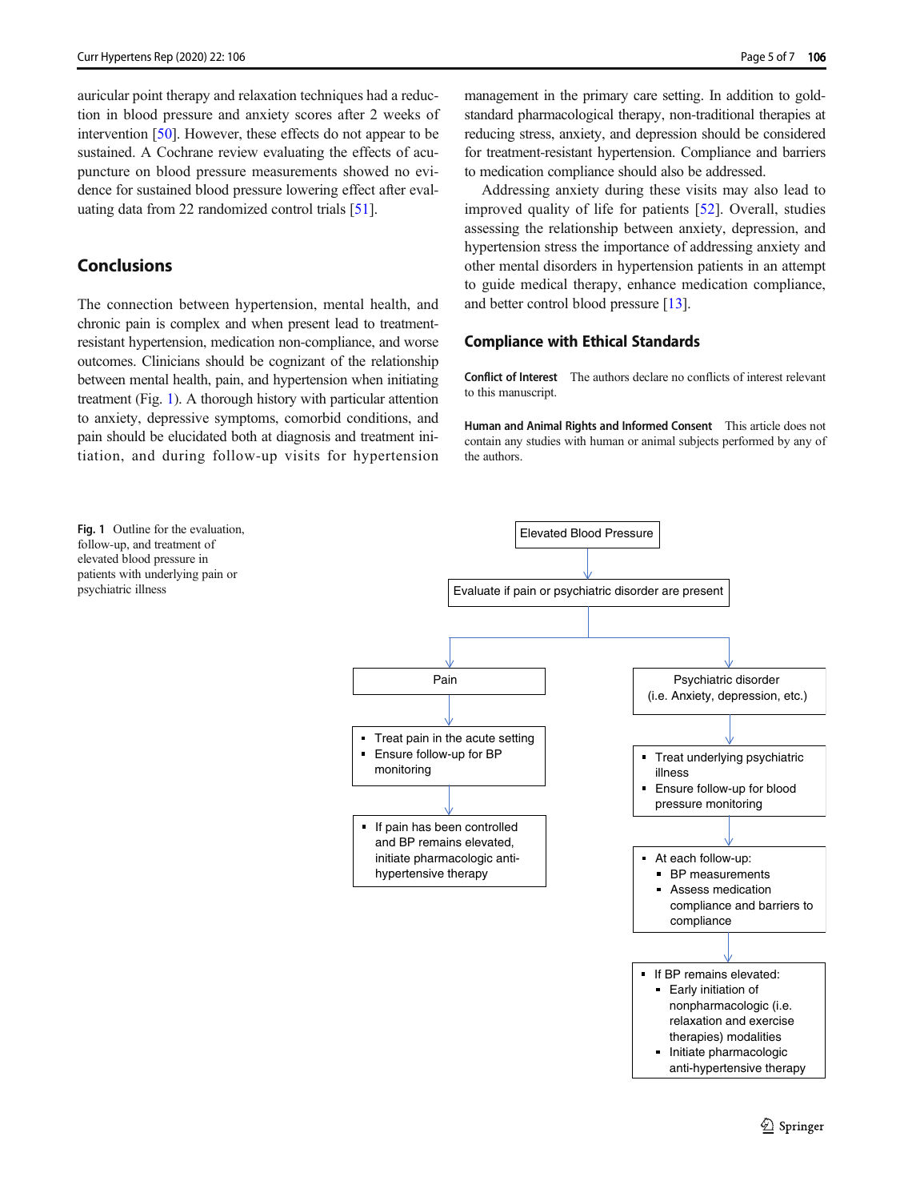auricular point therapy and relaxation techniques had a reduction in blood pressure and anxiety scores after 2 weeks of intervention [50]. However, these effects do not appear to be sustained. A Cochrane review evaluating the effects of acupuncture on blood pressure measurements showed no evidence for sustained blood pressure lowering effect after evaluating data from 22 randomized control trials [51].

## Conclusions

The connection between hypertension, mental health, and chronic pain is complex and when present lead to treatment-resistant hypertension, medication non-compliance, and worse outcomes. Clinicians should be cognizant of the relationship between mental health, pain, and hypertension when initiating treatment (Fig. 1). A thorough history with particular attention to anxiety, depressive symptoms, comorbid conditions, and pain should be elucidated both at diagnosis and treatment initiation, and during follow-up visits for hypertension management in the primary care setting. In addition to gold-standard pharmacological therapy, non-traditional therapies at reducing stress, anxiety, and depression should be considered for treatment-resistant hypertension. Compliance and barriers to medication compliance should also be addressed.

Addressing anxiety during these visits may also lead to improved quality of life for patients [52]. Overall, studies assessing the relationship between anxiety, depression, and hypertension stress the importance of addressing anxiety and other mental disorders in hypertension patients in an attempt to guide medical therapy, enhance medication compliance, and better control blood pressure [13].

## Compliance with Ethical Standards

**Conflict of Interest** The authors declare no conflicts of interest relevant to this manuscript.

**Human and Animal Rights and Informed Consent** This article does not contain any studies with human or animal subjects performed by any of the authors.

Elevated Blood Pressure

Evaluate if pain or psychiatric disorder are present

Pain

- Treat pain in the acute setting
- Ensure follow-up for BP monitoring

- If pain has been controlled and BP remains elevated, initiate pharmacologic anti-hypertensive therapy

Psychiatric disorder (i.e. Anxiety, depression, etc.)

- Treat underlying psychiatric illness
- Ensure follow-up for blood pressure monitoring

- At each follow-up:
  - BP measurements
  - Assess medication compliance and barriers to compliance

- If BP remains elevated:
  - Early initiation of nonpharmacologic (i.e. relaxation and exercise therapies) modalities
  - Initiate pharmacologic anti-hypertensive therapy

**Fig. 1** Outline for the evaluation, follow-up, and treatment of elevated blood pressure in patients with underlying pain or psychiatric illness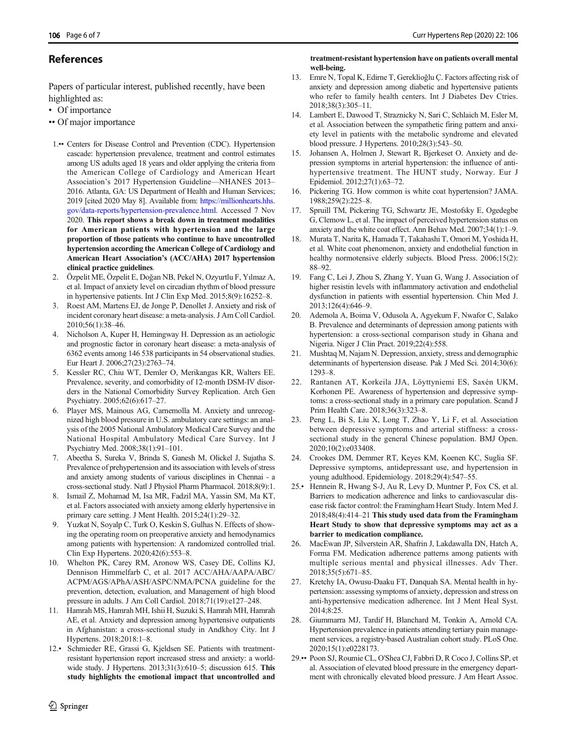## References

Papers of particular interest, published recently, have been highlighted as:

- • Of importance
- •• Of major importance

1.•• Centers for Disease Control and Prevention (CDC). Hypertension cascade: hypertension prevalence, treatment and control estimates among US adults aged 18 years and older applying the criteria from the American College of Cardiology and American Heart Association's 2017 Hypertension Guideline—NHANES 2013–2016. Atlanta, GA: US Department of Health and Human Services; 2019 [cited 2020 May 8]. Available from: https://millionhearts.hhs.gov/data-reports/hypertension-prevalence.html. Accessed 7 Nov 2020. **This report shows a break down in treatment modalities for American patients with hypertension and the large proportion of those patients who continue to have uncontrolled hypertension according the American College of Cardiology and American Heart Association's (ACC/AHA) 2017 hypertension clinical practice guidelines**.

2. Özpelit ME, Özpelit E, Doğan NB, Pekel N, Ozyurtlu F, Yılmaz A, et al. Impact of anxiety level on circadian rhythm of blood pressure in hypertensive patients. Int J Clin Exp Med. 2015;8(9):16252–8.

3. Roest AM, Martens EJ, de Jonge P, Denollet J. Anxiety and risk of incident coronary heart disease: a meta-analysis. J Am Coll Cardiol. 2010;56(1):38–46.

4. Nicholson A, Kuper H, Hemingway H. Depression as an aetiologic and prognostic factor in coronary heart disease: a meta-analysis of 6362 events among 146 538 participants in 54 observational studies. Eur Heart J. 2006;27(23):2763–74.

5. Kessler RC, Chiu WT, Demler O, Merikangas KR, Walters EE. Prevalence, severity, and comorbidity of 12-month DSM-IV disorders in the National Comorbidity Survey Replication. Arch Gen Psychiatry. 2005;62(6):617–27.

6. Player MS, Mainous AG, Carnemolla M. Anxiety and unrecognized high blood pressure in U.S. ambulatory care settings: an analysis of the 2005 National Ambulatory Medical Care Survey and the National Hospital Ambulatory Medical Care Survey. Int J Psychiatry Med. 2008;38(1):91–101.

7. Abeetha S, Sureka V, Brinda S, Ganesh M, Olickel J, Sujatha S. Prevalence of prehypertension and its association with levels of stress and anxiety among students of various disciplines in Chennai - a cross-sectional study. Natl J Physiol Pharm Pharmacol. 2018;8(9):1.

8. Ismail Z, Mohamad M, Isa MR, Fadzil MA, Yassin SM, Ma KT, et al. Factors associated with anxiety among elderly hypertensive in primary care setting. J Ment Health. 2015;24(1):29–32.

9. Yuzkat N, Soyalp C, Turk O, Keskin S, Gulhas N. Effects of showing the operating room on preoperative anxiety and hemodynamics among patients with hypertension: A randomized controlled trial. Clin Exp Hypertens. 2020;42(6):553–8.

10. Whelton PK, Carey RM, Aronow WS, Casey DE, Collins KJ, Dennison Himmelfarb C, et al. 2017 ACC/AHA/AAPA/ABC/ACPM/AGS/APhA/ASH/ASPC/NMA/PCNA guideline for the prevention, detection, evaluation, and Management of high blood pressure in adults. J Am Coll Cardiol. 2018;71(19):e127–248.

11. Hamrah MS, Hamrah MH, Ishii H, Suzuki S, Hamrah MH, Hamrah AE, et al. Anxiety and depression among hypertensive outpatients in Afghanistan: a cross-sectional study in Andkhoy City. Int J Hypertens. 2018;2018:1–8.

12.• Schmieder RE, Grassi G, Kjeldsen SE. Patients with treatment-resistant hypertension report increased stress and anxiety: a worldwide study. J Hypertens. 2013;31(3):610–5; discussion 615. **This study highlights the emotional impact that uncontrolled and treatment-resistant hypertension have on patients overall mental well-being.**

13. Emre N, Topal K, Edirne T, Gerekli̇oğlu Ç. Factors affecting risk of anxiety and depression among diabetic and hypertensive patients who refer to family health centers. Int J Diabetes Dev Ctries. 2018;38(3):305–11.

14. Lambert E, Dawood T, Straznicky N, Sari C, Schlaich M, Esler M, et al. Association between the sympathetic firing pattern and anxiety level in patients with the metabolic syndrome and elevated blood pressure. J Hypertens. 2010;28(3):543–50.

15. Johansen A, Holmen J, Stewart R, Bjerkeset O. Anxiety and depression symptoms in arterial hypertension: the influence of antihypertensive treatment. The HUNT study, Norway. Eur J Epidemiol. 2012;27(1):63–72.

16. Pickering TG. How common is white coat hypertension? JAMA. 1988;259(2):225–8.

17. Spruill TM, Pickering TG, Schwartz JE, Mostofsky E, Ogedegbe G, Clemow L, et al. The impact of perceived hypertension status on anxiety and the white coat effect. Ann Behav Med. 2007;34(1):1–9.

18. Murata T, Narita K, Hamada T, Takahashi T, Omori M, Yoshida H, et al. White coat phenomenon, anxiety and endothelial function in healthy normotensive elderly subjects. Blood Press. 2006;15(2):88–92.

19. Fang C, Lei J, Zhou S, Zhang Y, Yuan G, Wang J. Association of higher resistin levels with inflammatory activation and endothelial dysfunction in patients with essential hypertension. Chin Med J. 2013;126(4):646–9.

20. Ademola A, Boima V, Odusola A, Agyekum F, Nwafor C, Salako B. Prevalence and determinants of depression among patients with hypertension: a cross-sectional comparison study in Ghana and Nigeria. Niger J Clin Pract. 2019;22(4):558.

21. Mushtaq M, Najam N. Depression, anxiety, stress and demographic determinants of hypertension disease. Pak J Med Sci. 2014;30(6):1293–8.

22. Rantanen AT, Korkeila JJA, Löyttyniemi ES, Saxén UKM, Korhonen PE. Awareness of hypertension and depressive symptoms: a cross-sectional study in a primary care population. Scand J Prim Health Care. 2018;36(3):323–8.

23. Peng L, Bi S, Liu X, Long T, Zhao Y, Li F, et al. Association between depressive symptoms and arterial stiffness: a cross-sectional study in the general Chinese population. BMJ Open. 2020;10(2):e033408.

24. Crookes DM, Demmer RT, Keyes KM, Koenen KC, Suglia SF. Depressive symptoms, antidepressant use, and hypertension in young adulthood. Epidemiology. 2018;29(4):547–55.

25.• Hennein R, Hwang S-J, Au R, Levy D, Muntner P, Fox CS, et al. Barriers to medication adherence and links to cardiovascular disease risk factor control: the Framingham Heart Study. Intern Med J. 2018;48(4):414–21 **This study used data from the Framingham Heart Study to show that depressive symptoms may act as a barrier to medication compliance.**

26. MacEwan JP, Silverstein AR, Shafrin J, Lakdawalla DN, Hatch A, Forma FM. Medication adherence patterns among patients with multiple serious mental and physical illnesses. Adv Ther. 2018;35(5):671–85.

27. Kretchy IA, Owusu-Daaku FT, Danquah SA. Mental health in hypertension: assessing symptoms of anxiety, depression and stress on anti-hypertensive medication adherence. Int J Ment Heal Syst. 2014;8:25.

28. Giummarra MJ, Tardif H, Blanchard M, Tonkin A, Arnold CA. Hypertension prevalence in patients attending tertiary pain management services, a registry-based Australian cohort study. PLoS One. 2020;15(1):e0228173.

29.•• Poon SJ, Roumie CL, O'Shea CJ, Fabbri D, R Coco J, Collins SP, et al. Association of elevated blood pressure in the emergency department with chronically elevated blood pressure. J Am Heart Assoc.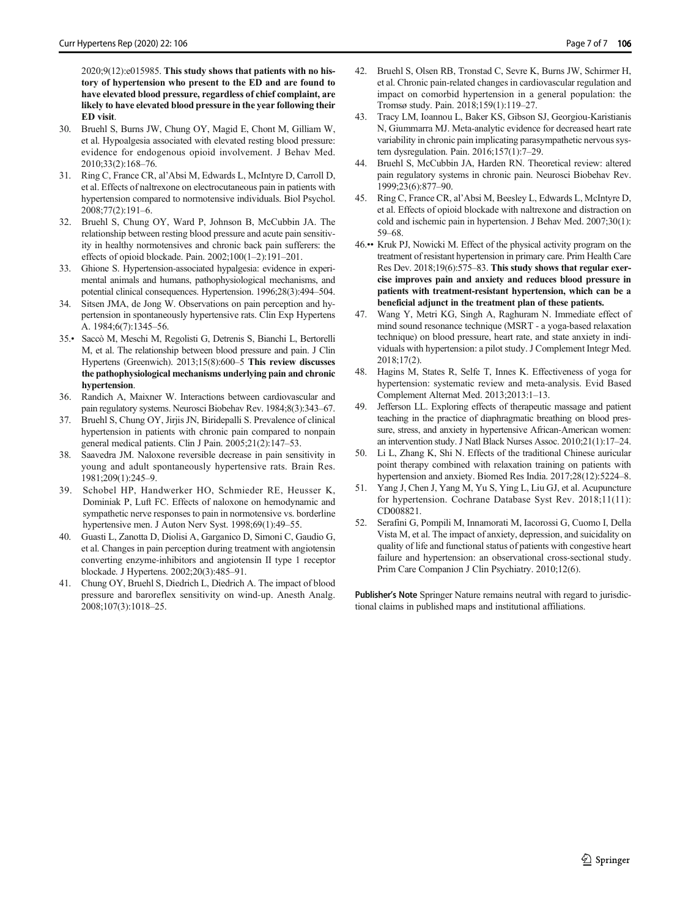2020;9(12):e015985. **This study shows that patients with no history of hypertension who present to the ED and are found to have elevated blood pressure, regardless of chief complaint, are likely to have elevated blood pressure in the year following their ED visit**.

30. Bruehl S, Burns JW, Chung OY, Magid E, Chont M, Gilliam W, et al. Hypoalgesia associated with elevated resting blood pressure: evidence for endogenous opioid involvement. J Behav Med. 2010;33(2):168–76.
31. Ring C, France CR, al'Absi M, Edwards L, McIntyre D, Carroll D, et al. Effects of naltrexone on electrocutaneous pain in patients with hypertension compared to normotensive individuals. Biol Psychol. 2008;77(2):191–6.
32. Bruehl S, Chung OY, Ward P, Johnson B, McCubbin JA. The relationship between resting blood pressure and acute pain sensitivity in healthy normotensives and chronic back pain sufferers: the effects of opioid blockade. Pain. 2002;100(1–2):191–201.
33. Ghione S. Hypertension-associated hypalgesia: evidence in experimental animals and humans, pathophysiological mechanisms, and potential clinical consequences. Hypertension. 1996;28(3):494–504.
34. Sitsen JMA, de Jong W. Observations on pain perception and hypertension in spontaneously hypertensive rats. Clin Exp Hypertens A. 1984;6(7):1345–56.
35.• Saccò M, Meschi M, Regolisti G, Detrenis S, Bianchi L, Bertorelli M, et al. The relationship between blood pressure and pain. J Clin Hypertens (Greenwich). 2013;15(8):600–5 **This review discusses the pathophysiological mechanisms underlying pain and chronic hypertension**.
36. Randich A, Maixner W. Interactions between cardiovascular and pain regulatory systems. Neurosci Biobehav Rev. 1984;8(3):343–67.
37. Bruehl S, Chung OY, Jirjis JN, Biridepalli S. Prevalence of clinical hypertension in patients with chronic pain compared to nonpain general medical patients. Clin J Pain. 2005;21(2):147–53.
38. Saavedra JM. Naloxone reversible decrease in pain sensitivity in young and adult spontaneously hypertensive rats. Brain Res. 1981;209(1):245–9.
39. Schobel HP, Handwerker HO, Schmieder RE, Heusser K, Dominiak P, Luft FC. Effects of naloxone on hemodynamic and sympathetic nerve responses to pain in normotensive vs. borderline hypertensive men. J Auton Nerv Syst. 1998;69(1):49–55.
40. Guasti L, Zanotta D, Diolisi A, Garganico D, Simoni C, Gaudio G, et al. Changes in pain perception during treatment with angiotensin converting enzyme-inhibitors and angiotensin II type 1 receptor blockade. J Hypertens. 2002;20(3):485–91.
41. Chung OY, Bruehl S, Diedrich L, Diedrich A. The impact of blood pressure and baroreflex sensitivity on wind-up. Anesth Analg. 2008;107(3):1018–25.
42. Bruehl S, Olsen RB, Tronstad C, Sevre K, Burns JW, Schirmer H, et al. Chronic pain-related changes in cardiovascular regulation and impact on comorbid hypertension in a general population: the Tromsø study. Pain. 2018;159(1):119–27.
43. Tracy LM, Ioannou L, Baker KS, Gibson SJ, Georgiou-Karistianis N, Giummarra MJ. Meta-analytic evidence for decreased heart rate variability in chronic pain implicating parasympathetic nervous system dysregulation. Pain. 2016;157(1):7–29.
44. Bruehl S, McCubbin JA, Harden RN. Theoretical review: altered pain regulatory systems in chronic pain. Neurosci Biobehav Rev. 1999;23(6):877–90.
45. Ring C, France CR, al'Absi M, Beesley L, Edwards L, McIntyre D, et al. Effects of opioid blockade with naltrexone and distraction on cold and ischemic pain in hypertension. J Behav Med. 2007;30(1):59–68.
46.•• Kruk PJ, Nowicki M. Effect of the physical activity program on the treatment of resistant hypertension in primary care. Prim Health Care Res Dev. 2018;19(6):575–83. **This study shows that regular exercise improves pain and anxiety and reduces blood pressure in patients with treatment-resistant hypertension, which can be a beneficial adjunct in the treatment plan of these patients.**
47. Wang Y, Metri KG, Singh A, Raghuram N. Immediate effect of mind sound resonance technique (MSRT - a yoga-based relaxation technique) on blood pressure, heart rate, and state anxiety in individuals with hypertension: a pilot study. J Complement Integr Med. 2018;17(2).
48. Hagins M, States R, Selfe T, Innes K. Effectiveness of yoga for hypertension: systematic review and meta-analysis. Evid Based Complement Alternat Med. 2013;2013:1–13.
49. Jefferson LL. Exploring effects of therapeutic massage and patient teaching in the practice of diaphragmatic breathing on blood pressure, stress, and anxiety in hypertensive African-American women: an intervention study. J Natl Black Nurses Assoc. 2010;21(1):17–24.
50. Li L, Zhang K, Shi N. Effects of the traditional Chinese auricular point therapy combined with relaxation training on patients with hypertension and anxiety. Biomed Res India. 2017;28(12):5224–8.
51. Yang J, Chen J, Yang M, Yu S, Ying L, Liu GJ, et al. Acupuncture for hypertension. Cochrane Database Syst Rev. 2018;11(11):CD008821.
52. Serafini G, Pompili M, Innamorati M, Iacorossi G, Cuomo I, Della Vista M, et al. The impact of anxiety, depression, and suicidality on quality of life and functional status of patients with congestive heart failure and hypertension: an observational cross-sectional study. Prim Care Companion J Clin Psychiatry. 2010;12(6).

**Publisher's Note** Springer Nature remains neutral with regard to jurisdictional claims in published maps and institutional affiliations.